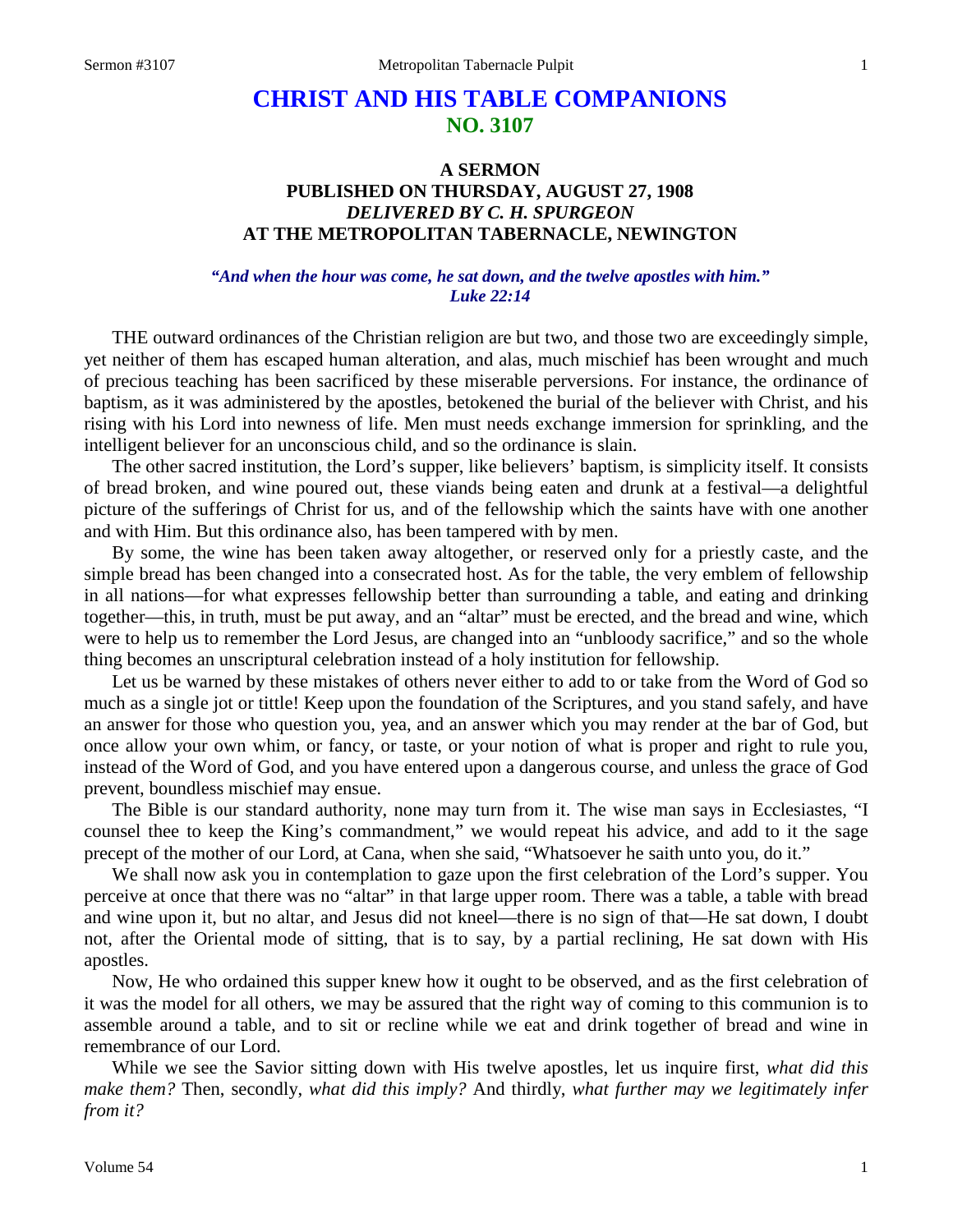# CHRIST AND HIS TABLE COMPANIONS
## NO. 3107

### A SERMON
### PUBLISHED ON THURSDAY, AUGUST 27, 1908
### *DELIVERED BY C. H. SPURGEON*
### AT THE METROPOLITAN TABERNACLE, NEWINGTON

***"And when the hour was come, he sat down, and the twelve apostles with him." Luke 22:14***

THE outward ordinances of the Christian religion are but two, and those two are exceedingly simple, yet neither of them has escaped human alteration, and alas, much mischief has been wrought and much of precious teaching has been sacrificed by these miserable perversions. For instance, the ordinance of baptism, as it was administered by the apostles, betokened the burial of the believer with Christ, and his rising with his Lord into newness of life. Men must needs exchange immersion for sprinkling, and the intelligent believer for an unconscious child, and so the ordinance is slain.

The other sacred institution, the Lord's supper, like believers' baptism, is simplicity itself. It consists of bread broken, and wine poured out, these viands being eaten and drunk at a festival—a delightful picture of the sufferings of Christ for us, and of the fellowship which the saints have with one another and with Him. But this ordinance also, has been tampered with by men.

By some, the wine has been taken away altogether, or reserved only for a priestly caste, and the simple bread has been changed into a consecrated host. As for the table, the very emblem of fellowship in all nations—for what expresses fellowship better than surrounding a table, and eating and drinking together—this, in truth, must be put away, and an "altar" must be erected, and the bread and wine, which were to help us to remember the Lord Jesus, are changed into an "unbloody sacrifice," and so the whole thing becomes an unscriptural celebration instead of a holy institution for fellowship.

Let us be warned by these mistakes of others never either to add to or take from the Word of God so much as a single jot or tittle! Keep upon the foundation of the Scriptures, and you stand safely, and have an answer for those who question you, yea, and an answer which you may render at the bar of God, but once allow your own whim, or fancy, or taste, or your notion of what is proper and right to rule you, instead of the Word of God, and you have entered upon a dangerous course, and unless the grace of God prevent, boundless mischief may ensue.

The Bible is our standard authority, none may turn from it. The wise man says in Ecclesiastes, "I counsel thee to keep the King's commandment," we would repeat his advice, and add to it the sage precept of the mother of our Lord, at Cana, when she said, "Whatsoever he saith unto you, do it."

We shall now ask you in contemplation to gaze upon the first celebration of the Lord's supper. You perceive at once that there was no "altar" in that large upper room. There was a table, a table with bread and wine upon it, but no altar, and Jesus did not kneel—there is no sign of that—He sat down, I doubt not, after the Oriental mode of sitting, that is to say, by a partial reclining, He sat down with His apostles.

Now, He who ordained this supper knew how it ought to be observed, and as the first celebration of it was the model for all others, we may be assured that the right way of coming to this communion is to assemble around a table, and to sit or recline while we eat and drink together of bread and wine in remembrance of our Lord.

While we see the Savior sitting down with His twelve apostles, let us inquire first, *what did this make them?* Then, secondly, *what did this imply?* And thirdly, *what further may we legitimately infer from it?*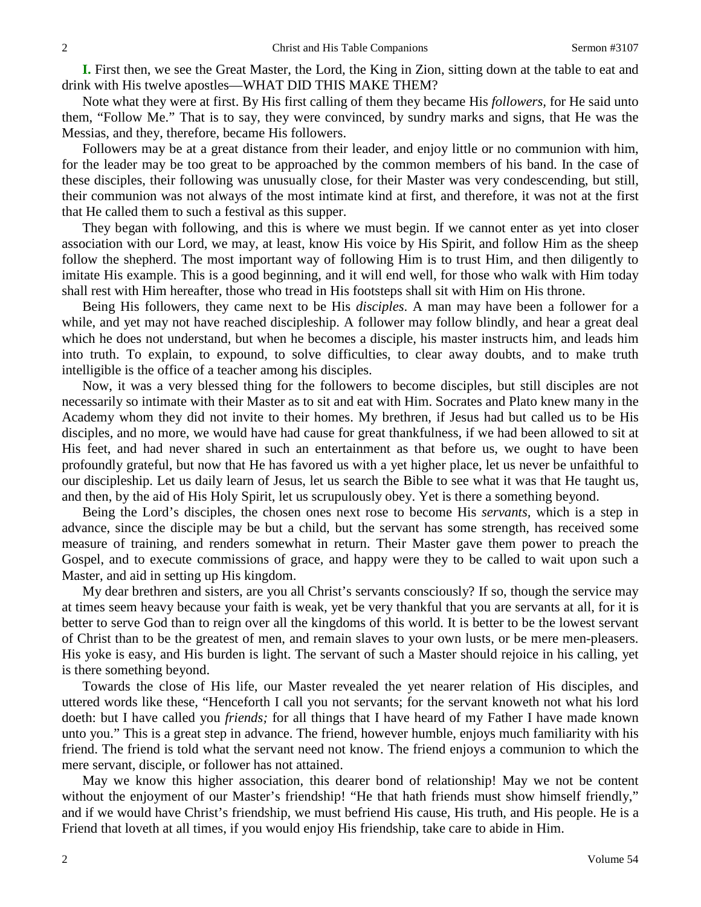**I.** First then, we see the Great Master, the Lord, the King in Zion, sitting down at the table to eat and drink with His twelve apostles—WHAT DID THIS MAKE THEM?

Note what they were at first. By His first calling of them they became His *followers*, for He said unto them, "Follow Me." That is to say, they were convinced, by sundry marks and signs, that He was the Messias, and they, therefore, became His followers.

Followers may be at a great distance from their leader, and enjoy little or no communion with him, for the leader may be too great to be approached by the common members of his band. In the case of these disciples, their following was unusually close, for their Master was very condescending, but still, their communion was not always of the most intimate kind at first, and therefore, it was not at the first that He called them to such a festival as this supper.

They began with following, and this is where we must begin. If we cannot enter as yet into closer association with our Lord, we may, at least, know His voice by His Spirit, and follow Him as the sheep follow the shepherd. The most important way of following Him is to trust Him, and then diligently to imitate His example. This is a good beginning, and it will end well, for those who walk with Him today shall rest with Him hereafter, those who tread in His footsteps shall sit with Him on His throne.

Being His followers, they came next to be His *disciples*. A man may have been a follower for a while, and yet may not have reached discipleship. A follower may follow blindly, and hear a great deal which he does not understand, but when he becomes a disciple, his master instructs him, and leads him into truth. To explain, to expound, to solve difficulties, to clear away doubts, and to make truth intelligible is the office of a teacher among his disciples.

Now, it was a very blessed thing for the followers to become disciples, but still disciples are not necessarily so intimate with their Master as to sit and eat with Him. Socrates and Plato knew many in the Academy whom they did not invite to their homes. My brethren, if Jesus had but called us to be His disciples, and no more, we would have had cause for great thankfulness, if we had been allowed to sit at His feet, and had never shared in such an entertainment as that before us, we ought to have been profoundly grateful, but now that He has favored us with a yet higher place, let us never be unfaithful to our discipleship. Let us daily learn of Jesus, let us search the Bible to see what it was that He taught us, and then, by the aid of His Holy Spirit, let us scrupulously obey. Yet is there a something beyond.

Being the Lord's disciples, the chosen ones next rose to become His *servants*, which is a step in advance, since the disciple may be but a child, but the servant has some strength, has received some measure of training, and renders somewhat in return. Their Master gave them power to preach the Gospel, and to execute commissions of grace, and happy were they to be called to wait upon such a Master, and aid in setting up His kingdom.

My dear brethren and sisters, are you all Christ's servants consciously? If so, though the service may at times seem heavy because your faith is weak, yet be very thankful that you are servants at all, for it is better to serve God than to reign over all the kingdoms of this world. It is better to be the lowest servant of Christ than to be the greatest of men, and remain slaves to your own lusts, or be mere men-pleasers. His yoke is easy, and His burden is light. The servant of such a Master should rejoice in his calling, yet is there something beyond.

Towards the close of His life, our Master revealed the yet nearer relation of His disciples, and uttered words like these, "Henceforth I call you not servants; for the servant knoweth not what his lord doeth: but I have called you *friends;* for all things that I have heard of my Father I have made known unto you." This is a great step in advance. The friend, however humble, enjoys much familiarity with his friend. The friend is told what the servant need not know. The friend enjoys a communion to which the mere servant, disciple, or follower has not attained.

May we know this higher association, this dearer bond of relationship! May we not be content without the enjoyment of our Master's friendship! "He that hath friends must show himself friendly," and if we would have Christ's friendship, we must befriend His cause, His truth, and His people. He is a Friend that loveth at all times, if you would enjoy His friendship, take care to abide in Him.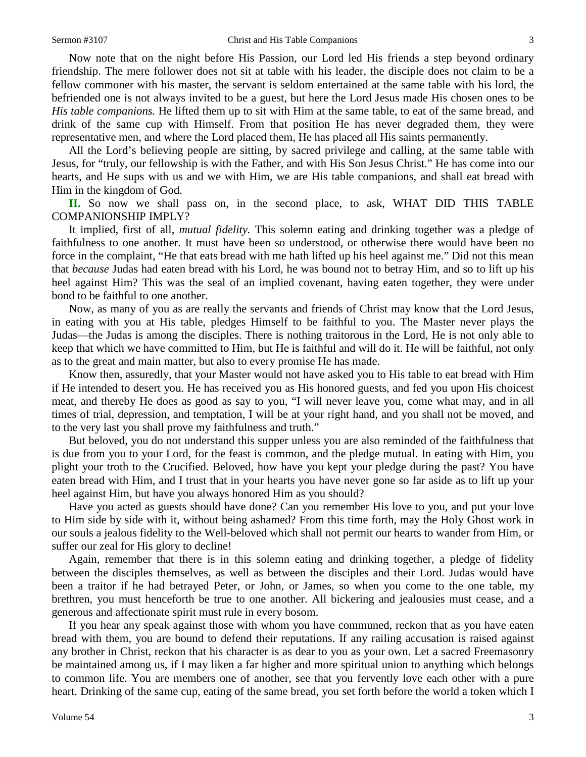Now note that on the night before His Passion, our Lord led His friends a step beyond ordinary friendship. The mere follower does not sit at table with his leader, the disciple does not claim to be a fellow commoner with his master, the servant is seldom entertained at the same table with his lord, the befriended one is not always invited to be a guest, but here the Lord Jesus made His chosen ones to be *His table companions.* He lifted them up to sit with Him at the same table, to eat of the same bread, and drink of the same cup with Himself. From that position He has never degraded them, they were representative men, and where the Lord placed them, He has placed all His saints permanently.

All the Lord's believing people are sitting, by sacred privilege and calling, at the same table with Jesus, for "truly, our fellowship is with the Father, and with His Son Jesus Christ." He has come into our hearts, and He sups with us and we with Him, we are His table companions, and shall eat bread with Him in the kingdom of God.

**II.** So now we shall pass on, in the second place, to ask, WHAT DID THIS TABLE COMPANIONSHIP IMPLY?

It implied, first of all, *mutual fidelity.* This solemn eating and drinking together was a pledge of faithfulness to one another. It must have been so understood, or otherwise there would have been no force in the complaint, "He that eats bread with me hath lifted up his heel against me." Did not this mean that *because* Judas had eaten bread with his Lord, he was bound not to betray Him, and so to lift up his heel against Him? This was the seal of an implied covenant, having eaten together, they were under bond to be faithful to one another.

Now, as many of you as are really the servants and friends of Christ may know that the Lord Jesus, in eating with you at His table, pledges Himself to be faithful to you. The Master never plays the Judas—the Judas is among the disciples. There is nothing traitorous in the Lord, He is not only able to keep that which we have committed to Him, but He is faithful and will do it. He will be faithful, not only as to the great and main matter, but also to every promise He has made.

Know then, assuredly, that your Master would not have asked you to His table to eat bread with Him if He intended to desert you. He has received you as His honored guests, and fed you upon His choicest meat, and thereby He does as good as say to you, "I will never leave you, come what may, and in all times of trial, depression, and temptation, I will be at your right hand, and you shall not be moved, and to the very last you shall prove my faithfulness and truth."

But beloved, you do not understand this supper unless you are also reminded of the faithfulness that is due from you to your Lord, for the feast is common, and the pledge mutual. In eating with Him, you plight your troth to the Crucified. Beloved, how have you kept your pledge during the past? You have eaten bread with Him, and I trust that in your hearts you have never gone so far aside as to lift up your heel against Him, but have you always honored Him as you should?

Have you acted as guests should have done? Can you remember His love to you, and put your love to Him side by side with it, without being ashamed? From this time forth, may the Holy Ghost work in our souls a jealous fidelity to the Well-beloved which shall not permit our hearts to wander from Him, or suffer our zeal for His glory to decline!

Again, remember that there is in this solemn eating and drinking together, a pledge of fidelity between the disciples themselves, as well as between the disciples and their Lord. Judas would have been a traitor if he had betrayed Peter, or John, or James, so when you come to the one table, my brethren, you must henceforth be true to one another. All bickering and jealousies must cease, and a generous and affectionate spirit must rule in every bosom.

If you hear any speak against those with whom you have communed, reckon that as you have eaten bread with them, you are bound to defend their reputations. If any railing accusation is raised against any brother in Christ, reckon that his character is as dear to you as your own. Let a sacred Freemasonry be maintained among us, if I may liken a far higher and more spiritual union to anything which belongs to common life. You are members one of another, see that you fervently love each other with a pure heart. Drinking of the same cup, eating of the same bread, you set forth before the world a token which I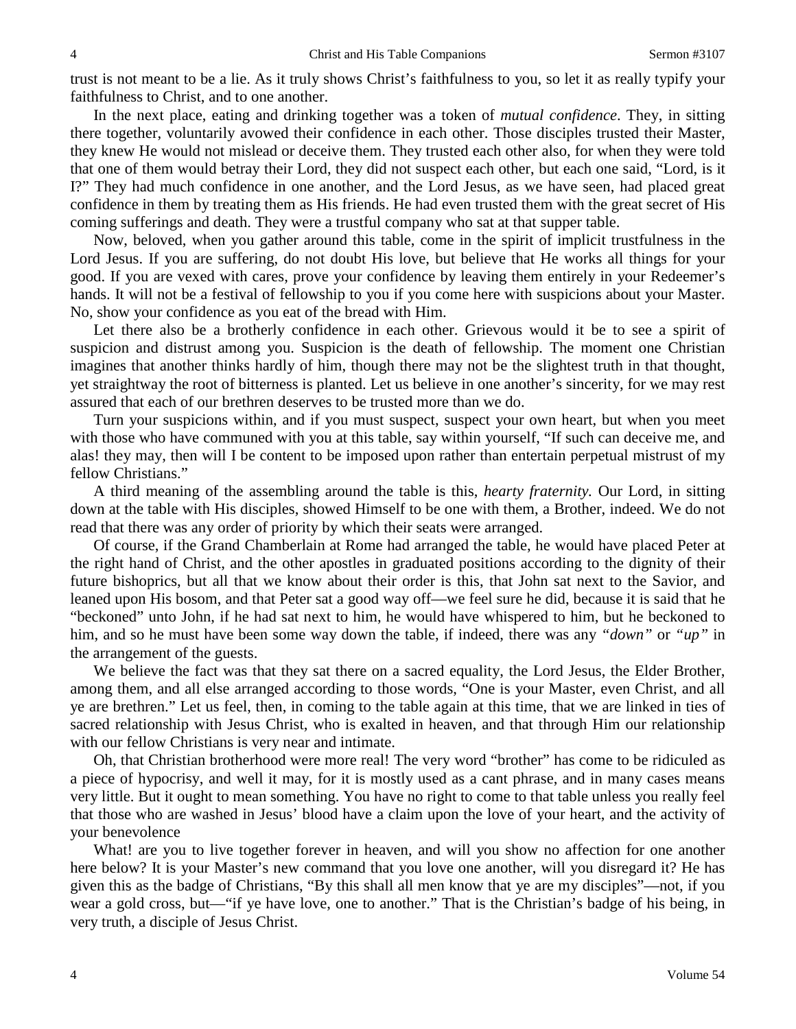trust is not meant to be a lie. As it truly shows Christ's faithfulness to you, so let it as really typify your faithfulness to Christ, and to one another.

In the next place, eating and drinking together was a token of *mutual confidence*. They, in sitting there together, voluntarily avowed their confidence in each other. Those disciples trusted their Master, they knew He would not mislead or deceive them. They trusted each other also, for when they were told that one of them would betray their Lord, they did not suspect each other, but each one said, "Lord, is it I?" They had much confidence in one another, and the Lord Jesus, as we have seen, had placed great confidence in them by treating them as His friends. He had even trusted them with the great secret of His coming sufferings and death. They were a trustful company who sat at that supper table.

Now, beloved, when you gather around this table, come in the spirit of implicit trustfulness in the Lord Jesus. If you are suffering, do not doubt His love, but believe that He works all things for your good. If you are vexed with cares, prove your confidence by leaving them entirely in your Redeemer's hands. It will not be a festival of fellowship to you if you come here with suspicions about your Master. No, show your confidence as you eat of the bread with Him.

Let there also be a brotherly confidence in each other. Grievous would it be to see a spirit of suspicion and distrust among you. Suspicion is the death of fellowship. The moment one Christian imagines that another thinks hardly of him, though there may not be the slightest truth in that thought, yet straightway the root of bitterness is planted. Let us believe in one another's sincerity, for we may rest assured that each of our brethren deserves to be trusted more than we do.

Turn your suspicions within, and if you must suspect, suspect your own heart, but when you meet with those who have communed with you at this table, say within yourself, "If such can deceive me, and alas! they may, then will I be content to be imposed upon rather than entertain perpetual mistrust of my fellow Christians."

A third meaning of the assembling around the table is this, *hearty fraternity.* Our Lord, in sitting down at the table with His disciples, showed Himself to be one with them, a Brother, indeed. We do not read that there was any order of priority by which their seats were arranged.

Of course, if the Grand Chamberlain at Rome had arranged the table, he would have placed Peter at the right hand of Christ, and the other apostles in graduated positions according to the dignity of their future bishoprics, but all that we know about their order is this, that John sat next to the Savior, and leaned upon His bosom, and that Peter sat a good way off—we feel sure he did, because it is said that he "beckoned" unto John, if he had sat next to him, he would have whispered to him, but he beckoned to him, and so he must have been some way down the table, if indeed, there was any *"down"* or *"up"* in the arrangement of the guests.

We believe the fact was that they sat there on a sacred equality, the Lord Jesus, the Elder Brother, among them, and all else arranged according to those words, "One is your Master, even Christ, and all ye are brethren." Let us feel, then, in coming to the table again at this time, that we are linked in ties of sacred relationship with Jesus Christ, who is exalted in heaven, and that through Him our relationship with our fellow Christians is very near and intimate.

Oh, that Christian brotherhood were more real! The very word "brother" has come to be ridiculed as a piece of hypocrisy, and well it may, for it is mostly used as a cant phrase, and in many cases means very little. But it ought to mean something. You have no right to come to that table unless you really feel that those who are washed in Jesus' blood have a claim upon the love of your heart, and the activity of your benevolence

What! are you to live together forever in heaven, and will you show no affection for one another here below? It is your Master's new command that you love one another, will you disregard it? He has given this as the badge of Christians, "By this shall all men know that ye are my disciples"—not, if you wear a gold cross, but—"if ye have love, one to another." That is the Christian's badge of his being, in very truth, a disciple of Jesus Christ.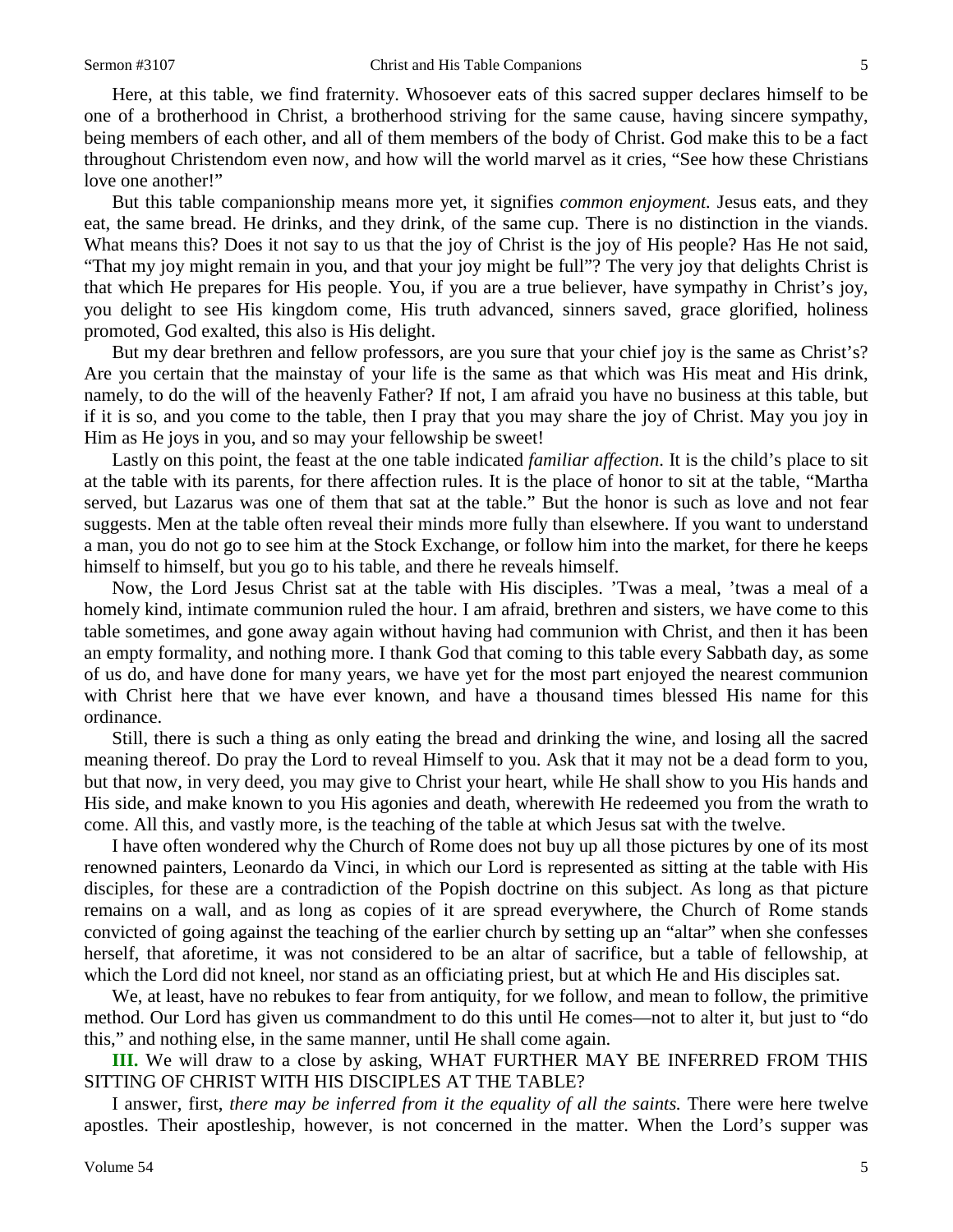Here, at this table, we find fraternity. Whosoever eats of this sacred supper declares himself to be one of a brotherhood in Christ, a brotherhood striving for the same cause, having sincere sympathy, being members of each other, and all of them members of the body of Christ. God make this to be a fact throughout Christendom even now, and how will the world marvel as it cries, "See how these Christians love one another!"

But this table companionship means more yet, it signifies *common enjoyment.* Jesus eats, and they eat, the same bread. He drinks, and they drink, of the same cup. There is no distinction in the viands. What means this? Does it not say to us that the joy of Christ is the joy of His people? Has He not said, "That my joy might remain in you, and that your joy might be full"? The very joy that delights Christ is that which He prepares for His people. You, if you are a true believer, have sympathy in Christ's joy, you delight to see His kingdom come, His truth advanced, sinners saved, grace glorified, holiness promoted, God exalted, this also is His delight.

But my dear brethren and fellow professors, are you sure that your chief joy is the same as Christ's? Are you certain that the mainstay of your life is the same as that which was His meat and His drink, namely, to do the will of the heavenly Father? If not, I am afraid you have no business at this table, but if it is so, and you come to the table, then I pray that you may share the joy of Christ. May you joy in Him as He joys in you, and so may your fellowship be sweet!

Lastly on this point, the feast at the one table indicated *familiar affection*. It is the child's place to sit at the table with its parents, for there affection rules. It is the place of honor to sit at the table, "Martha served, but Lazarus was one of them that sat at the table." But the honor is such as love and not fear suggests. Men at the table often reveal their minds more fully than elsewhere. If you want to understand a man, you do not go to see him at the Stock Exchange, or follow him into the market, for there he keeps himself to himself, but you go to his table, and there he reveals himself.

Now, the Lord Jesus Christ sat at the table with His disciples. 'Twas a meal, 'twas a meal of a homely kind, intimate communion ruled the hour. I am afraid, brethren and sisters, we have come to this table sometimes, and gone away again without having had communion with Christ, and then it has been an empty formality, and nothing more. I thank God that coming to this table every Sabbath day, as some of us do, and have done for many years, we have yet for the most part enjoyed the nearest communion with Christ here that we have ever known, and have a thousand times blessed His name for this ordinance.

Still, there is such a thing as only eating the bread and drinking the wine, and losing all the sacred meaning thereof. Do pray the Lord to reveal Himself to you. Ask that it may not be a dead form to you, but that now, in very deed, you may give to Christ your heart, while He shall show to you His hands and His side, and make known to you His agonies and death, wherewith He redeemed you from the wrath to come. All this, and vastly more, is the teaching of the table at which Jesus sat with the twelve.

I have often wondered why the Church of Rome does not buy up all those pictures by one of its most renowned painters, Leonardo da Vinci, in which our Lord is represented as sitting at the table with His disciples, for these are a contradiction of the Popish doctrine on this subject. As long as that picture remains on a wall, and as long as copies of it are spread everywhere, the Church of Rome stands convicted of going against the teaching of the earlier church by setting up an "altar" when she confesses herself, that aforetime, it was not considered to be an altar of sacrifice, but a table of fellowship, at which the Lord did not kneel, nor stand as an officiating priest, but at which He and His disciples sat.

We, at least, have no rebukes to fear from antiquity, for we follow, and mean to follow, the primitive method. Our Lord has given us commandment to do this until He comes—not to alter it, but just to "do this," and nothing else, in the same manner, until He shall come again.

**III.** We will draw to a close by asking, WHAT FURTHER MAY BE INFERRED FROM THIS SITTING OF CHRIST WITH HIS DISCIPLES AT THE TABLE?

I answer, first, *there may be inferred from it the equality of all the saints.* There were here twelve apostles. Their apostleship, however, is not concerned in the matter. When the Lord's supper was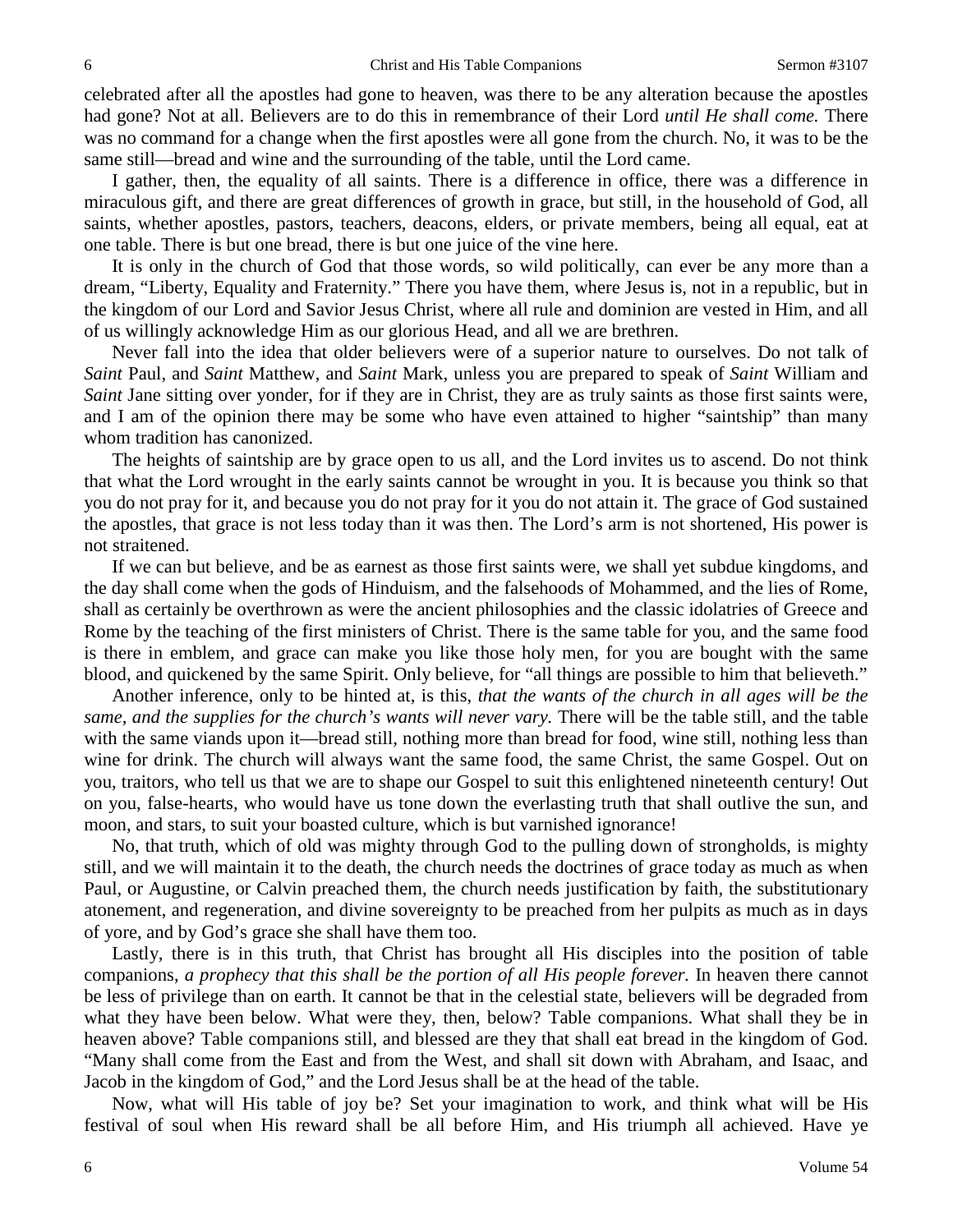celebrated after all the apostles had gone to heaven, was there to be any alteration because the apostles had gone? Not at all. Believers are to do this in remembrance of their Lord *until He shall come.* There was no command for a change when the first apostles were all gone from the church. No, it was to be the same still—bread and wine and the surrounding of the table, until the Lord came.

I gather, then, the equality of all saints. There is a difference in office, there was a difference in miraculous gift, and there are great differences of growth in grace, but still, in the household of God, all saints, whether apostles, pastors, teachers, deacons, elders, or private members, being all equal, eat at one table. There is but one bread, there is but one juice of the vine here.

It is only in the church of God that those words, so wild politically, can ever be any more than a dream, "Liberty, Equality and Fraternity." There you have them, where Jesus is, not in a republic, but in the kingdom of our Lord and Savior Jesus Christ, where all rule and dominion are vested in Him, and all of us willingly acknowledge Him as our glorious Head, and all we are brethren.

Never fall into the idea that older believers were of a superior nature to ourselves. Do not talk of *Saint* Paul, and *Saint* Matthew, and *Saint* Mark, unless you are prepared to speak of *Saint* William and *Saint* Jane sitting over yonder, for if they are in Christ, they are as truly saints as those first saints were, and I am of the opinion there may be some who have even attained to higher "saintship" than many whom tradition has canonized.

The heights of saintship are by grace open to us all, and the Lord invites us to ascend. Do not think that what the Lord wrought in the early saints cannot be wrought in you. It is because you think so that you do not pray for it, and because you do not pray for it you do not attain it. The grace of God sustained the apostles, that grace is not less today than it was then. The Lord's arm is not shortened, His power is not straitened.

If we can but believe, and be as earnest as those first saints were, we shall yet subdue kingdoms, and the day shall come when the gods of Hinduism, and the falsehoods of Mohammed, and the lies of Rome, shall as certainly be overthrown as were the ancient philosophies and the classic idolatries of Greece and Rome by the teaching of the first ministers of Christ. There is the same table for you, and the same food is there in emblem, and grace can make you like those holy men, for you are bought with the same blood, and quickened by the same Spirit. Only believe, for "all things are possible to him that believeth."

Another inference, only to be hinted at, is this, *that the wants of the church in all ages will be the same, and the supplies for the church's wants will never vary.* There will be the table still, and the table with the same viands upon it—bread still, nothing more than bread for food, wine still, nothing less than wine for drink. The church will always want the same food, the same Christ, the same Gospel. Out on you, traitors, who tell us that we are to shape our Gospel to suit this enlightened nineteenth century! Out on you, false-hearts, who would have us tone down the everlasting truth that shall outlive the sun, and moon, and stars, to suit your boasted culture, which is but varnished ignorance!

No, that truth, which of old was mighty through God to the pulling down of strongholds, is mighty still, and we will maintain it to the death, the church needs the doctrines of grace today as much as when Paul, or Augustine, or Calvin preached them, the church needs justification by faith, the substitutionary atonement, and regeneration, and divine sovereignty to be preached from her pulpits as much as in days of yore, and by God's grace she shall have them too.

Lastly, there is in this truth, that Christ has brought all His disciples into the position of table companions, *a prophecy that this shall be the portion of all His people forever.* In heaven there cannot be less of privilege than on earth. It cannot be that in the celestial state, believers will be degraded from what they have been below. What were they, then, below? Table companions. What shall they be in heaven above? Table companions still, and blessed are they that shall eat bread in the kingdom of God. "Many shall come from the East and from the West, and shall sit down with Abraham, and Isaac, and Jacob in the kingdom of God," and the Lord Jesus shall be at the head of the table.

Now, what will His table of joy be? Set your imagination to work, and think what will be His festival of soul when His reward shall be all before Him, and His triumph all achieved. Have ye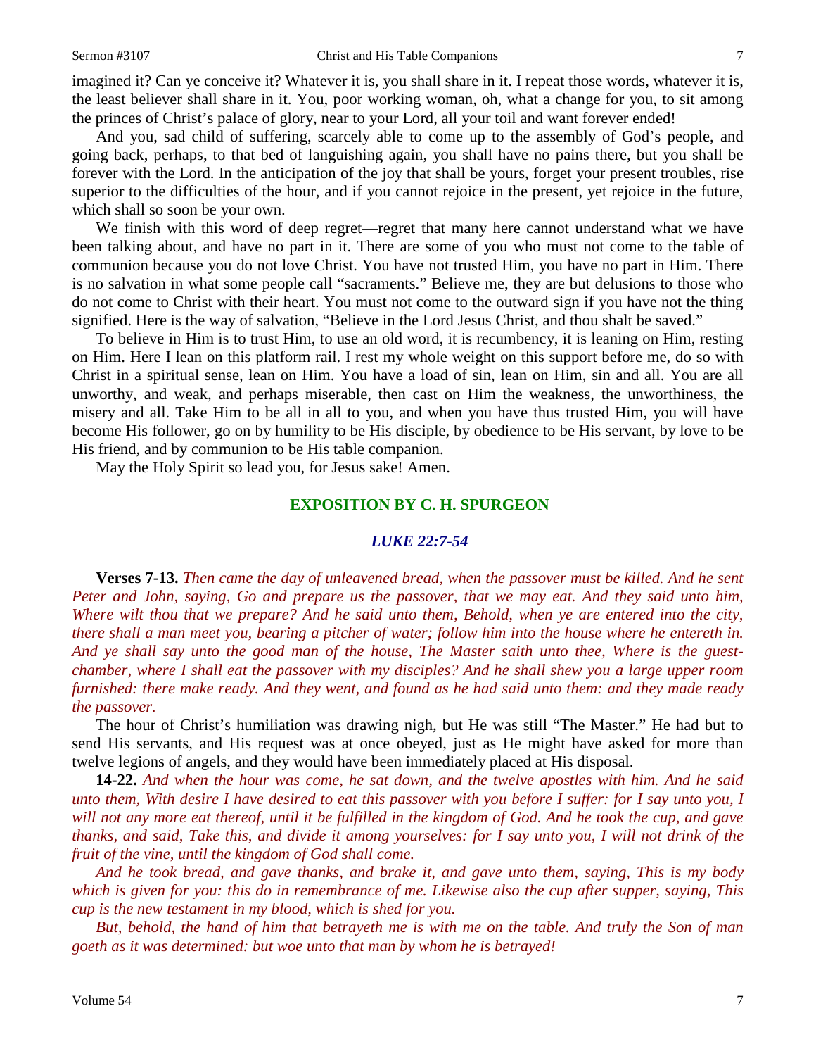imagined it? Can ye conceive it? Whatever it is, you shall share in it. I repeat those words, whatever it is, the least believer shall share in it. You, poor working woman, oh, what a change for you, to sit among the princes of Christ's palace of glory, near to your Lord, all your toil and want forever ended!

And you, sad child of suffering, scarcely able to come up to the assembly of God's people, and going back, perhaps, to that bed of languishing again, you shall have no pains there, but you shall be forever with the Lord. In the anticipation of the joy that shall be yours, forget your present troubles, rise superior to the difficulties of the hour, and if you cannot rejoice in the present, yet rejoice in the future, which shall so soon be your own.

We finish with this word of deep regret—regret that many here cannot understand what we have been talking about, and have no part in it. There are some of you who must not come to the table of communion because you do not love Christ. You have not trusted Him, you have no part in Him. There is no salvation in what some people call "sacraments." Believe me, they are but delusions to those who do not come to Christ with their heart. You must not come to the outward sign if you have not the thing signified. Here is the way of salvation, "Believe in the Lord Jesus Christ, and thou shalt be saved."

To believe in Him is to trust Him, to use an old word, it is recumbency, it is leaning on Him, resting on Him. Here I lean on this platform rail. I rest my whole weight on this support before me, do so with Christ in a spiritual sense, lean on Him. You have a load of sin, lean on Him, sin and all. You are all unworthy, and weak, and perhaps miserable, then cast on Him the weakness, the unworthiness, the misery and all. Take Him to be all in all to you, and when you have thus trusted Him, you will have become His follower, go on by humility to be His disciple, by obedience to be His servant, by love to be His friend, and by communion to be His table companion.

May the Holy Spirit so lead you, for Jesus sake! Amen.

## EXPOSITION BY C. H. SPURGEON

### *LUKE 22:7-54*

**Verses 7-13.** *Then came the day of unleavened bread, when the passover must be killed. And he sent Peter and John, saying, Go and prepare us the passover, that we may eat. And they said unto him, Where wilt thou that we prepare? And he said unto them, Behold, when ye are entered into the city, there shall a man meet you, bearing a pitcher of water; follow him into the house where he entereth in. And ye shall say unto the good man of the house, The Master saith unto thee, Where is the guest-chamber, where I shall eat the passover with my disciples? And he shall shew you a large upper room furnished: there make ready. And they went, and found as he had said unto them: and they made ready the passover.*

The hour of Christ's humiliation was drawing nigh, but He was still "The Master." He had but to send His servants, and His request was at once obeyed, just as He might have asked for more than twelve legions of angels, and they would have been immediately placed at His disposal.

**14-22.** *And when the hour was come, he sat down, and the twelve apostles with him. And he said unto them, With desire I have desired to eat this passover with you before I suffer: for I say unto you, I will not any more eat thereof, until it be fulfilled in the kingdom of God. And he took the cup, and gave thanks, and said, Take this, and divide it among yourselves: for I say unto you, I will not drink of the fruit of the vine, until the kingdom of God shall come.*

*And he took bread, and gave thanks, and brake it, and gave unto them, saying, This is my body which is given for you: this do in remembrance of me. Likewise also the cup after supper, saying, This cup is the new testament in my blood, which is shed for you.*

*But, behold, the hand of him that betrayeth me is with me on the table. And truly the Son of man goeth as it was determined: but woe unto that man by whom he is betrayed!*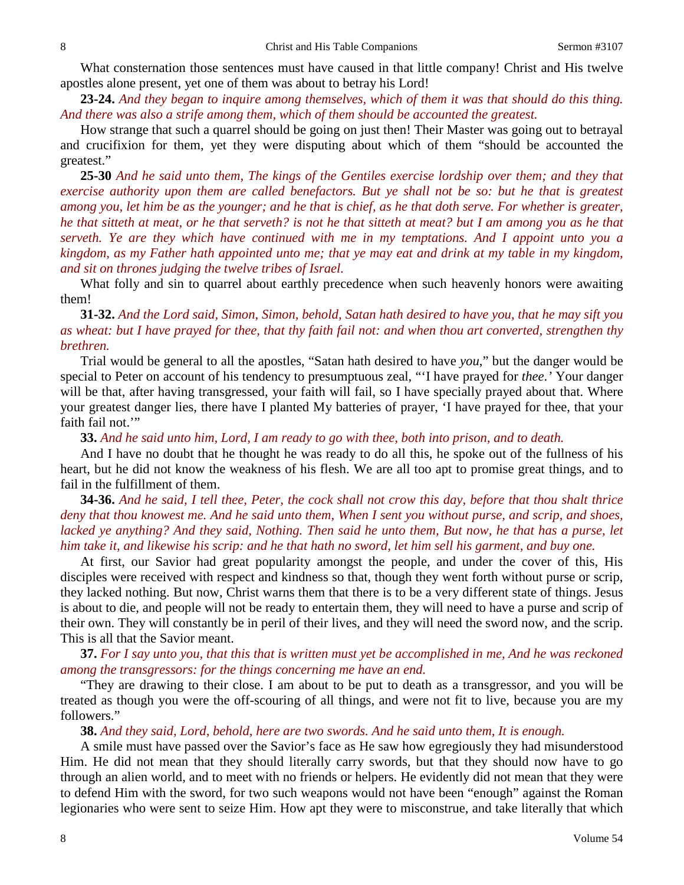What consternation those sentences must have caused in that little company! Christ and His twelve apostles alone present, yet one of them was about to betray his Lord!

**23-24.** *And they began to inquire among themselves, which of them it was that should do this thing. And there was also a strife among them, which of them should be accounted the greatest.*

How strange that such a quarrel should be going on just then! Their Master was going out to betrayal and crucifixion for them, yet they were disputing about which of them "should be accounted the greatest."

**25-30** *And he said unto them, The kings of the Gentiles exercise lordship over them; and they that exercise authority upon them are called benefactors. But ye shall not be so: but he that is greatest among you, let him be as the younger; and he that is chief, as he that doth serve. For whether is greater, he that sitteth at meat, or he that serveth? is not he that sitteth at meat? but I am among you as he that serveth. Ye are they which have continued with me in my temptations. And I appoint unto you a kingdom, as my Father hath appointed unto me; that ye may eat and drink at my table in my kingdom, and sit on thrones judging the twelve tribes of Israel.*

What folly and sin to quarrel about earthly precedence when such heavenly honors were awaiting them!

**31-32.** *And the Lord said, Simon, Simon, behold, Satan hath desired to have you, that he may sift you as wheat: but I have prayed for thee, that thy faith fail not: and when thou art converted, strengthen thy brethren.*

Trial would be general to all the apostles, "Satan hath desired to have *you*," but the danger would be special to Peter on account of his tendency to presumptuous zeal, "'I have prayed for *thee.'* Your danger will be that, after having transgressed, your faith will fail, so I have specially prayed about that. Where your greatest danger lies, there have I planted My batteries of prayer, 'I have prayed for thee, that your faith fail not.'"

**33.** *And he said unto him, Lord, I am ready to go with thee, both into prison, and to death.*

And I have no doubt that he thought he was ready to do all this, he spoke out of the fullness of his heart, but he did not know the weakness of his flesh. We are all too apt to promise great things, and to fail in the fulfillment of them.

**34-36.** *And he said, I tell thee, Peter, the cock shall not crow this day, before that thou shalt thrice deny that thou knowest me. And he said unto them, When I sent you without purse, and scrip, and shoes, lacked ye anything? And they said, Nothing. Then said he unto them, But now, he that has a purse, let him take it, and likewise his scrip: and he that hath no sword, let him sell his garment, and buy one.*

At first, our Savior had great popularity amongst the people, and under the cover of this, His disciples were received with respect and kindness so that, though they went forth without purse or scrip, they lacked nothing. But now, Christ warns them that there is to be a very different state of things. Jesus is about to die, and people will not be ready to entertain them, they will need to have a purse and scrip of their own. They will constantly be in peril of their lives, and they will need the sword now, and the scrip. This is all that the Savior meant.

**37.** *For I say unto you, that this that is written must yet be accomplished in me, And he was reckoned among the transgressors: for the things concerning me have an end.*

"They are drawing to their close. I am about to be put to death as a transgressor, and you will be treated as though you were the off-scouring of all things, and were not fit to live, because you are my followers."

**38.** *And they said, Lord, behold, here are two swords. And he said unto them, It is enough.*

A smile must have passed over the Savior's face as He saw how egregiously they had misunderstood Him. He did not mean that they should literally carry swords, but that they should now have to go through an alien world, and to meet with no friends or helpers. He evidently did not mean that they were to defend Him with the sword, for two such weapons would not have been "enough" against the Roman legionaries who were sent to seize Him. How apt they were to misconstrue, and take literally that which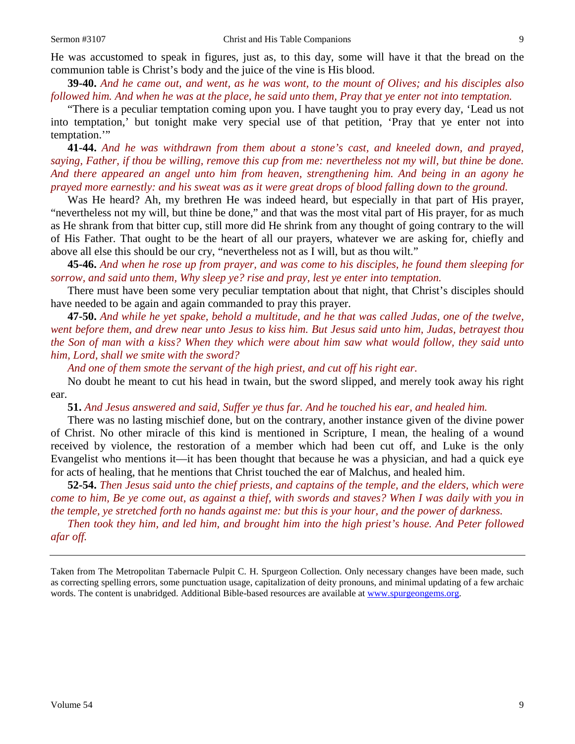He was accustomed to speak in figures, just as, to this day, some will have it that the bread on the communion table is Christ's body and the juice of the vine is His blood.

**39-40.** *And he came out, and went, as he was wont, to the mount of Olives; and his disciples also followed him. And when he was at the place, he said unto them, Pray that ye enter not into temptation.*

"There is a peculiar temptation coming upon you. I have taught you to pray every day, 'Lead us not into temptation,' but tonight make very special use of that petition, 'Pray that ye enter not into temptation.'"

**41-44.** *And he was withdrawn from them about a stone's cast, and kneeled down, and prayed, saying, Father, if thou be willing, remove this cup from me: nevertheless not my will, but thine be done. And there appeared an angel unto him from heaven, strengthening him. And being in an agony he prayed more earnestly: and his sweat was as it were great drops of blood falling down to the ground.*

Was He heard? Ah, my brethren He was indeed heard, but especially in that part of His prayer, "nevertheless not my will, but thine be done," and that was the most vital part of His prayer, for as much as He shrank from that bitter cup, still more did He shrink from any thought of going contrary to the will of His Father. That ought to be the heart of all our prayers, whatever we are asking for, chiefly and above all else this should be our cry, "nevertheless not as I will, but as thou wilt."

**45-46.** *And when he rose up from prayer, and was come to his disciples, he found them sleeping for sorrow, and said unto them, Why sleep ye? rise and pray, lest ye enter into temptation.*

There must have been some very peculiar temptation about that night, that Christ's disciples should have needed to be again and again commanded to pray this prayer.

**47-50.** *And while he yet spake, behold a multitude, and he that was called Judas, one of the twelve, went before them, and drew near unto Jesus to kiss him. But Jesus said unto him, Judas, betrayest thou the Son of man with a kiss? When they which were about him saw what would follow, they said unto him, Lord, shall we smite with the sword?*

*And one of them smote the servant of the high priest, and cut off his right ear.*

No doubt he meant to cut his head in twain, but the sword slipped, and merely took away his right ear.

**51.** *And Jesus answered and said, Suffer ye thus far. And he touched his ear, and healed him.*

There was no lasting mischief done, but on the contrary, another instance given of the divine power of Christ. No other miracle of this kind is mentioned in Scripture, I mean, the healing of a wound received by violence, the restoration of a member which had been cut off, and Luke is the only Evangelist who mentions it—it has been thought that because he was a physician, and had a quick eye for acts of healing, that he mentions that Christ touched the ear of Malchus, and healed him.

**52-54.** *Then Jesus said unto the chief priests, and captains of the temple, and the elders, which were come to him, Be ye come out, as against a thief, with swords and staves? When I was daily with you in the temple, ye stretched forth no hands against me: but this is your hour, and the power of darkness.*

*Then took they him, and led him, and brought him into the high priest's house. And Peter followed afar off.*

---

Taken from The Metropolitan Tabernacle Pulpit C. H. Spurgeon Collection. Only necessary changes have been made, such as correcting spelling errors, some punctuation usage, capitalization of deity pronouns, and minimal updating of a few archaic words. The content is unabridged. Additional Bible-based resources are available at www.spurgeongems.org.